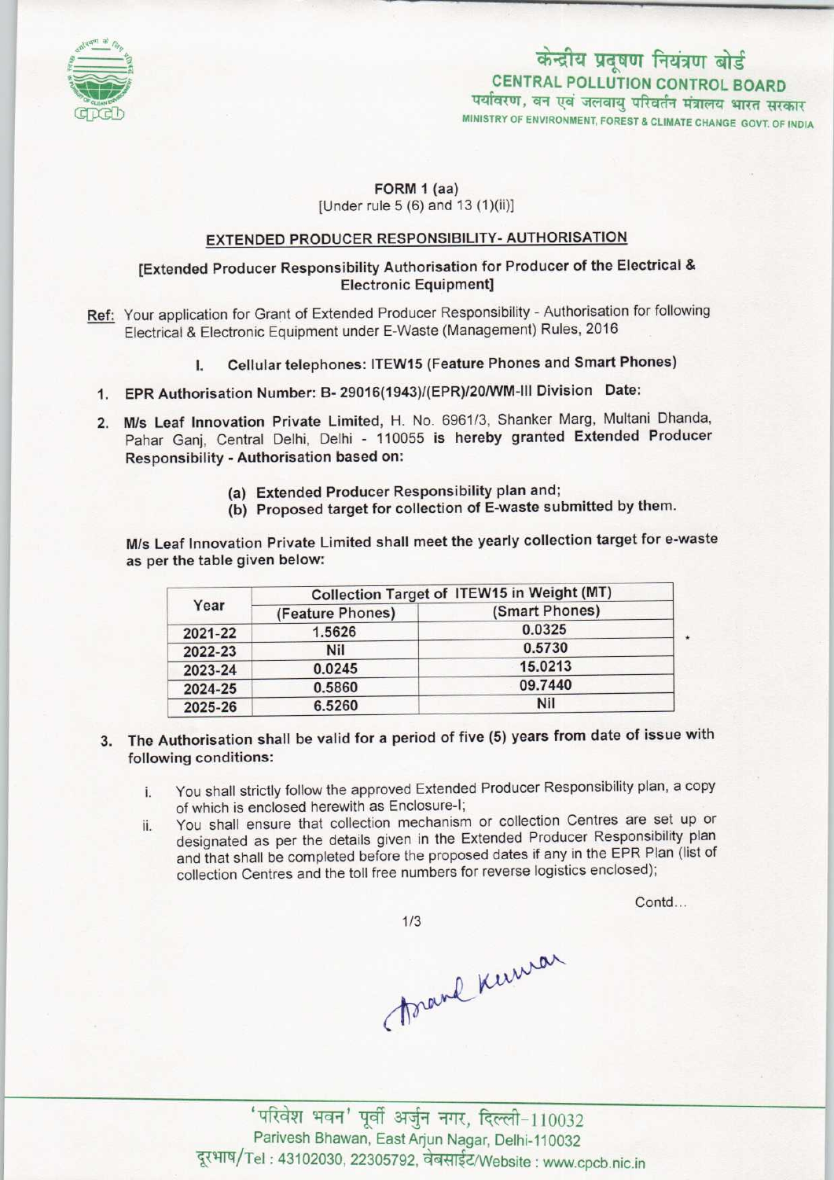केन्द्रीय प्रदूषण नियंत्रण बोर्ड
CENTRAL POLLUTION CONTROL BOARD
पर्यावरण, वन एवं जलवायु परिवर्तन मंत्रालय भारत सरकार
MINISTRY OF ENVIRONMENT, FOREST & CLIMATE CHANGE GOVT. OF INDIA

**FORM 1 (aa)**
[Under rule 5 (6) and 13 (1)(ii)]

## EXTENDED PRODUCER RESPONSIBILITY- AUTHORISATION

**[Extended Producer Responsibility Authorisation for Producer of the Electrical & Electronic Equipment]**

Ref: Your application for Grant of Extended Producer Responsibility - Authorisation for following Electrical & Electronic Equipment under E-Waste (Management) Rules, 2016

I. **Cellular telephones: ITEW15 (Feature Phones and Smart Phones)**

1. **EPR Authorisation Number: B- 29016(1943)/(EPR)/20/WM-III Division Date:**

2. **M/s Leaf Innovation Private Limited**, H. No. 6961/3, Shanker Marg, Multani Dhanda, Pahar Ganj, Central Delhi, Delhi - 110055 **is hereby granted Extended Producer Responsibility - Authorisation based on:**

   (a) **Extended Producer Responsibility plan and;**
   (b) **Proposed target for collection of E-waste submitted by them.**

**M/s Leaf Innovation Private Limited shall meet the yearly collection target for e-waste as per the table given below:**

| Year | Collection Target of ITEW15 in Weight (MT) | |
|---|---|---|
| | (Feature Phones) | (Smart Phones) |
| 2021-22 | 1.5626 | 0.0325 |
| 2022-23 | Nil | 0.5730 |
| 2023-24 | 0.0245 | 15.0213 |
| 2024-25 | 0.5860 | 09.7440 |
| 2025-26 | 6.5260 | Nil |

3. **The Authorisation shall be valid for a period of five (5) years from date of issue with following conditions:**

   i. You shall strictly follow the approved Extended Producer Responsibility plan, a copy of which is enclosed herewith as Enclosure-I;
   ii. You shall ensure that collection mechanism or collection Centres are set up or designated as per the details given in the Extended Producer Responsibility plan and that shall be completed before the proposed dates if any in the EPR Plan (list of collection Centres and the toll free numbers for reverse logistics enclosed);

Contd...

Anand Kumar

'परिवेश भवन' पूर्वी अर्जुन नगर, दिल्ली-110032
Parivesh Bhawan, East Arjun Nagar, Delhi-110032
दूरभाष/Tel : 43102030, 22305792, वेबसाईट/Website : www.cpcb.nic.in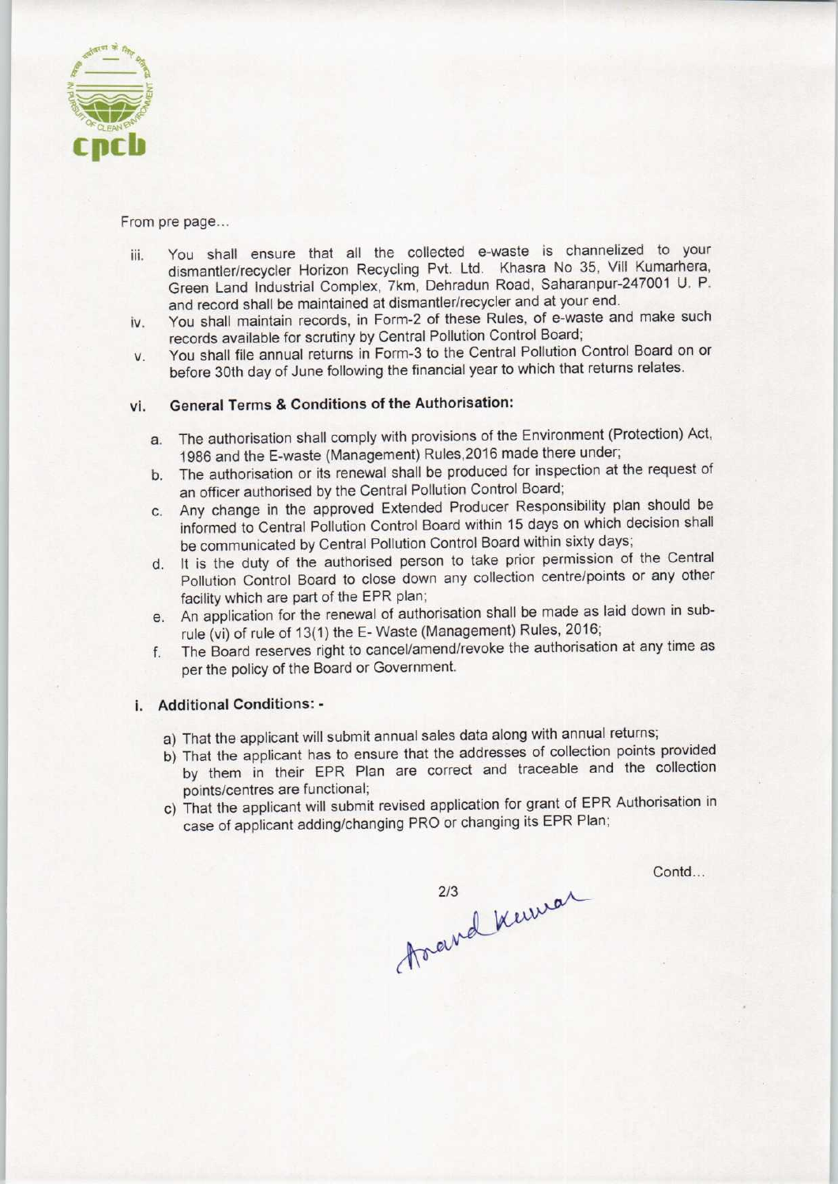From pre page...

iii. You shall ensure that all the collected e-waste is channelized to your dismantler/recycler Horizon Recycling Pvt. Ltd. Khasra No 35, Vill Kumarhera, Green Land Industrial Complex, 7km, Dehradun Road, Saharanpur-247001 U. P. and record shall be maintained at dismantler/recycler and at your end.

iv. You shall maintain records, in Form-2 of these Rules, of e-waste and make such records available for scrutiny by Central Pollution Control Board;

v. You shall file annual returns in Form-3 to the Central Pollution Control Board on or before 30th day of June following the financial year to which that returns relates.

vi. **General Terms & Conditions of the Authorisation:**

a. The authorisation shall comply with provisions of the Environment (Protection) Act, 1986 and the E-waste (Management) Rules,2016 made there under;

b. The authorisation or its renewal shall be produced for inspection at the request of an officer authorised by the Central Pollution Control Board;

c. Any change in the approved Extended Producer Responsibility plan should be informed to Central Pollution Control Board within 15 days on which decision shall be communicated by Central Pollution Control Board within sixty days;

d. It is the duty of the authorised person to take prior permission of the Central Pollution Control Board to close down any collection centre/points or any other facility which are part of the EPR plan;

e. An application for the renewal of authorisation shall be made as laid down in sub-rule (vi) of rule of 13(1) the E- Waste (Management) Rules, 2016;

f. The Board reserves right to cancel/amend/revoke the authorisation at any time as per the policy of the Board or Government.

**i. Additional Conditions: -**

a) That the applicant will submit annual sales data along with annual returns;

b) That the applicant has to ensure that the addresses of collection points provided by them in their EPR Plan are correct and traceable and the collection points/centres are functional;

c) That the applicant will submit revised application for grant of EPR Authorisation in case of applicant adding/changing PRO or changing its EPR Plan;

Contd...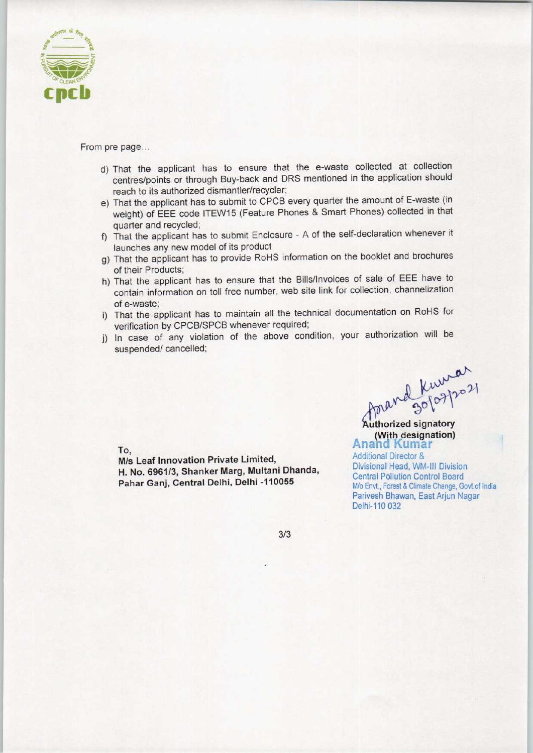From pre page...

d) That the applicant has to ensure that the e-waste collected at collection centres/points or through Buy-back and DRS mentioned in the application should reach to its authorized dismantler/recycler;
e) That the applicant has to submit to CPCB every quarter the amount of E-waste (in weight) of EEE code ITEW15 (Feature Phones & Smart Phones) collected in that quarter and recycled;
f) That the applicant has to submit Enclosure - A of the self-declaration whenever it launches any new model of its product
g) That the applicant has to provide RoHS information on the booklet and brochures of their Products;
h) That the applicant has to ensure that the Bills/Invoices of sale of EEE have to contain information on toll free number, web site link for collection, channelization of e-waste;
i) That the applicant has to maintain all the technical documentation on RoHS for verification by CPCB/SPCB whenever required;
j) In case of any violation of the above condition, your authorization will be suspended/ cancelled;

Anand Kumar 30/07/2021

Authorized signatory
(With designation)
Anand Kumar
Additional Director &
Divisional Head, WM-III Division
Central Pollution Control Board
M/o Envt., Forest & Climate Change, Govt.of India
Parivesh Bhawan, East Arjun Nagar
Delhi-110 032

To,
**M/s Leaf Innovation Private Limited,**
**H. No. 6961/3, Shanker Marg, Multani Dhanda,**
**Pahar Ganj, Central Delhi, Delhi -110055**